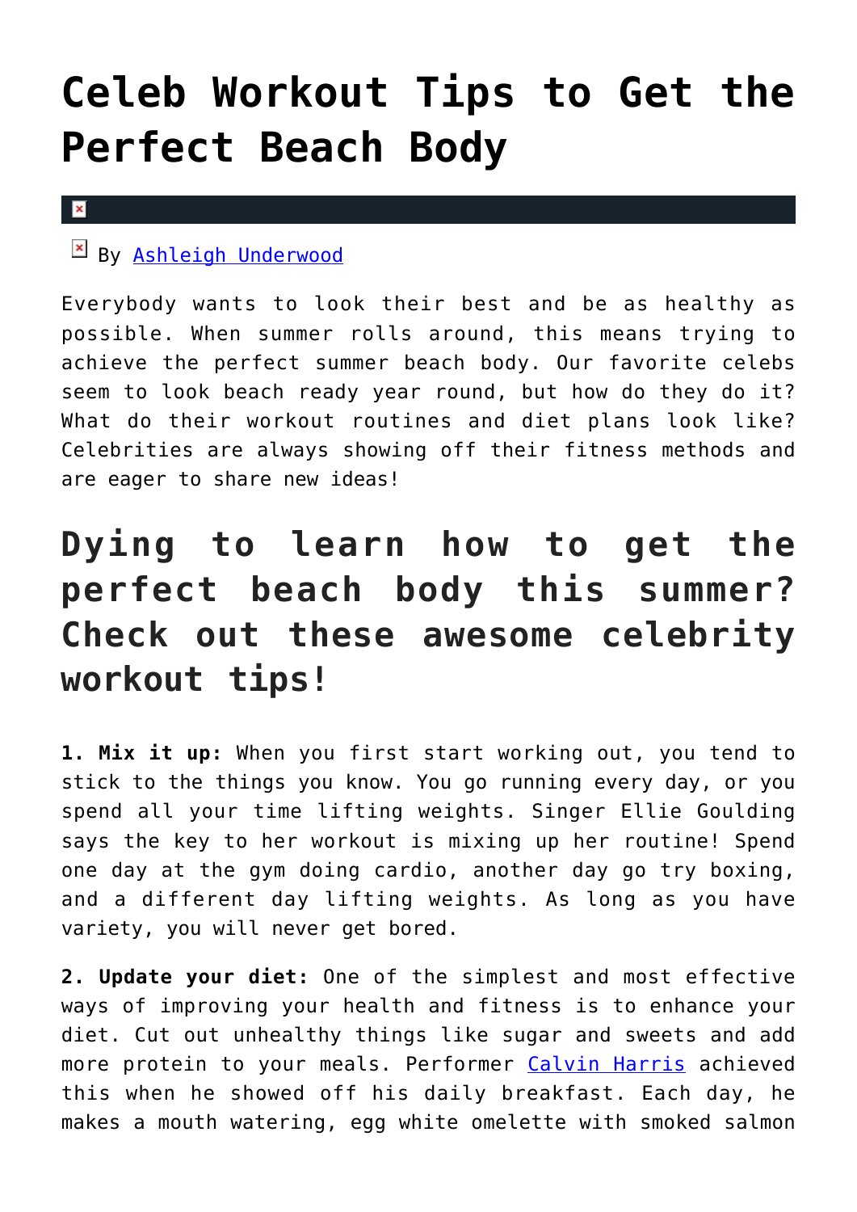# Celeb Workout Tips to Get the Perfect Beach Body

By [Ashleigh Underwood]

Everybody wants to look their best and be as healthy as possible. When summer rolls around, this means trying to achieve the perfect summer beach body. Our favorite celebs seem to look beach ready year round, but how do they do it? What do their workout routines and diet plans look like? Celebrities are always showing off their fitness methods and are eager to share new ideas!

## Dying to learn how to get the perfect beach body this summer? Check out these awesome celebrity workout tips!

**1. Mix it up:** When you first start working out, you tend to stick to the things you know. You go running every day, or you spend all your time lifting weights. Singer Ellie Goulding says the key to her workout is mixing up her routine! Spend one day at the gym doing cardio, another day go try boxing, and a different day lifting weights. As long as you have variety, you will never get bored.

**2. Update your diet:** One of the simplest and most effective ways of improving your health and fitness is to enhance your diet. Cut out unhealthy things like sugar and sweets and add more protein to your meals. Performer [Calvin Harris] achieved this when he showed off his daily breakfast. Each day, he makes a mouth watering, egg white omelette with smoked salmon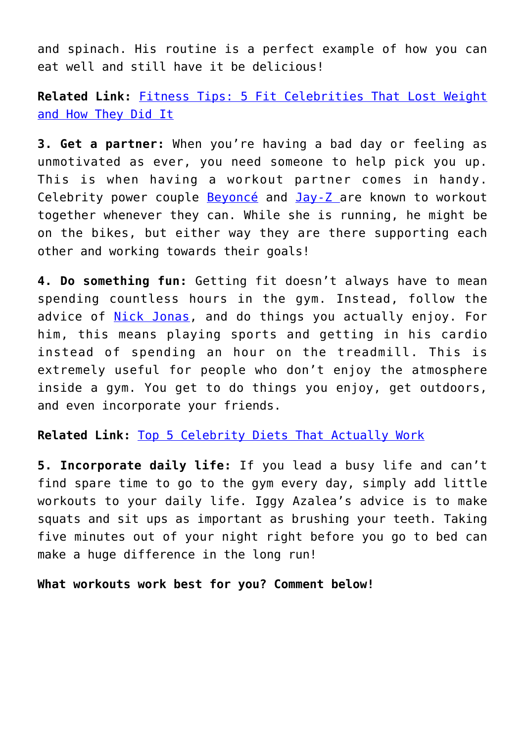and spinach. His routine is a perfect example of how you can eat well and still have it be delicious!

**Related Link:** Fitness Tips: 5 Fit Celebrities That Lost Weight and How They Did It

**3. Get a partner:** When you're having a bad day or feeling as unmotivated as ever, you need someone to help pick you up. This is when having a workout partner comes in handy. Celebrity power couple Beyoncé and Jay-Z are known to workout together whenever they can. While she is running, he might be on the bikes, but either way they are there supporting each other and working towards their goals!

**4. Do something fun:** Getting fit doesn't always have to mean spending countless hours in the gym. Instead, follow the advice of Nick Jonas, and do things you actually enjoy. For him, this means playing sports and getting in his cardio instead of spending an hour on the treadmill. This is extremely useful for people who don't enjoy the atmosphere inside a gym. You get to do things you enjoy, get outdoors, and even incorporate your friends.

**Related Link:** Top 5 Celebrity Diets That Actually Work

**5. Incorporate daily life:** If you lead a busy life and can't find spare time to go to the gym every day, simply add little workouts to your daily life. Iggy Azalea's advice is to make squats and sit ups as important as brushing your teeth. Taking five minutes out of your night right before you go to bed can make a huge difference in the long run!

**What workouts work best for you? Comment below!**